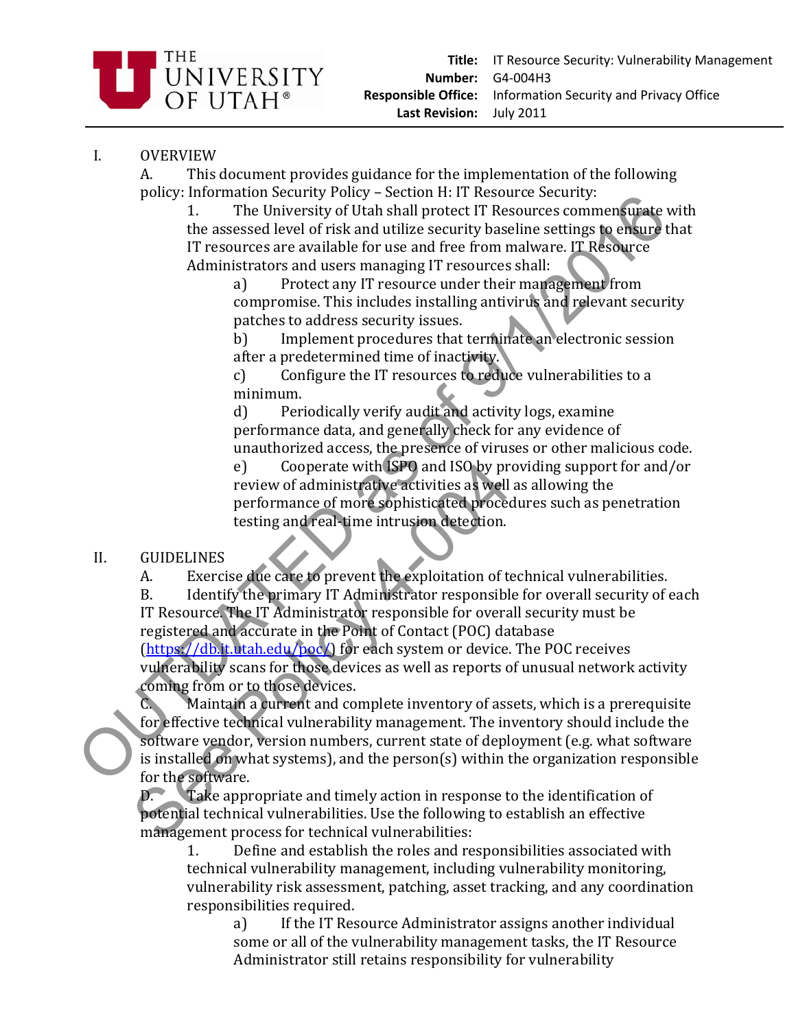THE UNIVERSITY OF UTAH®

| | |
|---|---|
| **Title:** | IT Resource Security: Vulnerability Management |
| **Number:** | G4-004H3 |
| **Responsible Office:** | Information Security and Privacy Office |
| **Last Revision:** | July 2011 |

OUTDATED as of 9/1/2016 See Policy 4-004

I. OVERVIEW

A. This document provides guidance for the implementation of the following policy: Information Security Policy – Section H: IT Resource Security:

1. The University of Utah shall protect IT Resources commensurate with the assessed level of risk and utilize security baseline settings to ensure that IT resources are available for use and free from malware. IT Resource Administrators and users managing IT resources shall:

a) Protect any IT resource under their management from compromise. This includes installing antivirus and relevant security patches to address security issues.

b) Implement procedures that terminate an electronic session after a predetermined time of inactivity.

c) Configure the IT resources to reduce vulnerabilities to a minimum.

d) Periodically verify audit and activity logs, examine performance data, and generally check for any evidence of unauthorized access, the presence of viruses or other malicious code.

e) Cooperate with ISPO and ISO by providing support for and/or review of administrative activities as well as allowing the performance of more sophisticated procedures such as penetration testing and real-time intrusion detection.

II. GUIDELINES

A. Exercise due care to prevent the exploitation of technical vulnerabilities.

B. Identify the primary IT Administrator responsible for overall security of each IT Resource. The IT Administrator responsible for overall security must be registered and accurate in the Point of Contact (POC) database ([https://db.it.utah.edu/poc/](https://db.it.utah.edu/poc/)) for each system or device. The POC receives vulnerability scans for those devices as well as reports of unusual network activity coming from or to those devices.

C. Maintain a current and complete inventory of assets, which is a prerequisite for effective technical vulnerability management. The inventory should include the software vendor, version numbers, current state of deployment (e.g. what software is installed on what systems), and the person(s) within the organization responsible for the software.

D. Take appropriate and timely action in response to the identification of potential technical vulnerabilities. Use the following to establish an effective management process for technical vulnerabilities:

1. Define and establish the roles and responsibilities associated with technical vulnerability management, including vulnerability monitoring, vulnerability risk assessment, patching, asset tracking, and any coordination responsibilities required.

a) If the IT Resource Administrator assigns another individual some or all of the vulnerability management tasks, the IT Resource Administrator still retains responsibility for vulnerability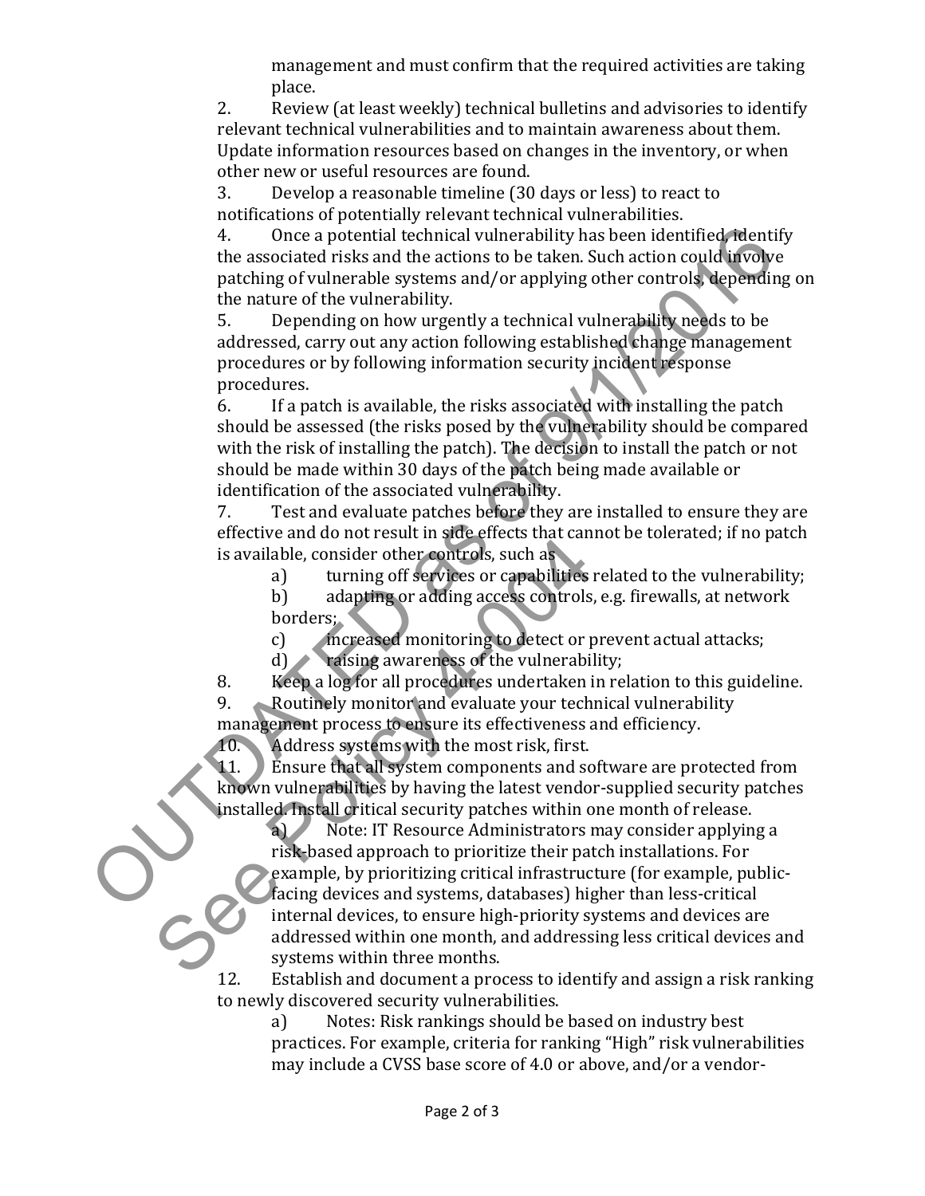management and must confirm that the required activities are taking place.

2. Review (at least weekly) technical bulletins and advisories to identify relevant technical vulnerabilities and to maintain awareness about them. Update information resources based on changes in the inventory, or when other new or useful resources are found.
3. Develop a reasonable timeline (30 days or less) to react to notifications of potentially relevant technical vulnerabilities.
4. Once a potential technical vulnerability has been identified, identify the associated risks and the actions to be taken. Such action could involve patching of vulnerable systems and/or applying other controls, depending on the nature of the vulnerability.
5. Depending on how urgently a technical vulnerability needs to be addressed, carry out any action following established change management procedures or by following information security incident response procedures.
6. If a patch is available, the risks associated with installing the patch should be assessed (the risks posed by the vulnerability should be compared with the risk of installing the patch). The decision to install the patch or not should be made within 30 days of the patch being made available or identification of the associated vulnerability.
7. Test and evaluate patches before they are installed to ensure they are effective and do not result in side effects that cannot be tolerated; if no patch is available, consider other controls, such as
   a) turning off services or capabilities related to the vulnerability;
   b) adapting or adding access controls, e.g. firewalls, at network borders;
   c) increased monitoring to detect or prevent actual attacks;
   d) raising awareness of the vulnerability;
8. Keep a log for all procedures undertaken in relation to this guideline.
9. Routinely monitor and evaluate your technical vulnerability management process to ensure its effectiveness and efficiency.
10. Address systems with the most risk, first.
11. Ensure that all system components and software are protected from known vulnerabilities by having the latest vendor-supplied security patches installed. Install critical security patches within one month of release.
    a) Note: IT Resource Administrators may consider applying a risk-based approach to prioritize their patch installations. For example, by prioritizing critical infrastructure (for example, public-facing devices and systems, databases) higher than less-critical internal devices, to ensure high-priority systems and devices are addressed within one month, and addressing less critical devices and systems within three months.
12. Establish and document a process to identify and assign a risk ranking to newly discovered security vulnerabilities.
    a) Notes: Risk rankings should be based on industry best practices. For example, criteria for ranking "High" risk vulnerabilities may include a CVSS base score of 4.0 or above, and/or a vendor-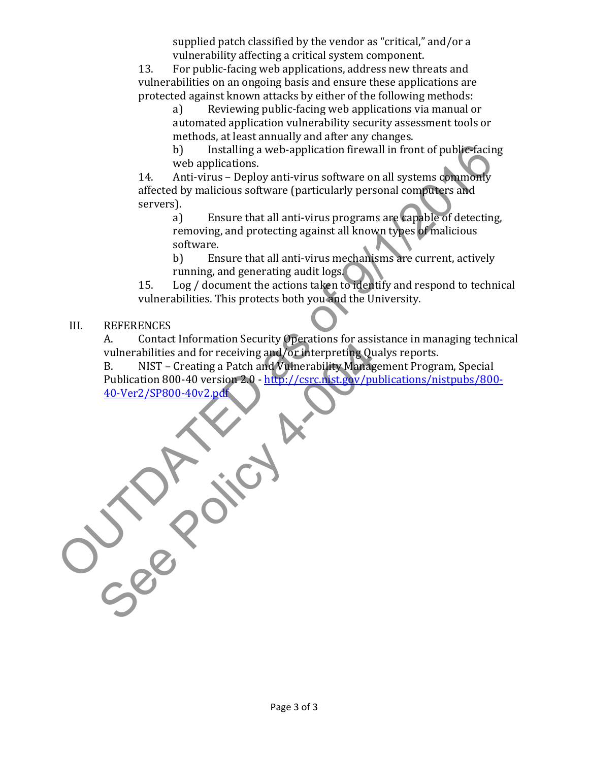supplied patch classified by the vendor as "critical," and/or a vulnerability affecting a critical system component.

13. For public-facing web applications, address new threats and vulnerabilities on an ongoing basis and ensure these applications are protected against known attacks by either of the following methods:

    a) Reviewing public-facing web applications via manual or automated application vulnerability security assessment tools or methods, at least annually and after any changes.

    b) Installing a web-application firewall in front of public-facing web applications.

14. Anti-virus – Deploy anti-virus software on all systems commonly affected by malicious software (particularly personal computers and servers).

    a) Ensure that all anti-virus programs are capable of detecting, removing, and protecting against all known types of malicious software.

    b) Ensure that all anti-virus mechanisms are current, actively running, and generating audit logs.

15. Log / document the actions taken to identify and respond to technical vulnerabilities. This protects both you and the University.

III. REFERENCES

A. Contact Information Security Operations for assistance in managing technical vulnerabilities and for receiving and/or interpreting Qualys reports.

B. NIST – Creating a Patch and Vulnerability Management Program, Special Publication 800-40 version 2.0 - [http://csrc.nist.gov/publications/nistpubs/800-40-Ver2/SP800-40v2.pdf](http://csrc.nist.gov/publications/nistpubs/800-40-Ver2/SP800-40v2.pdf)

OUTDATED as of 9/1/2016
See Policy 4-004